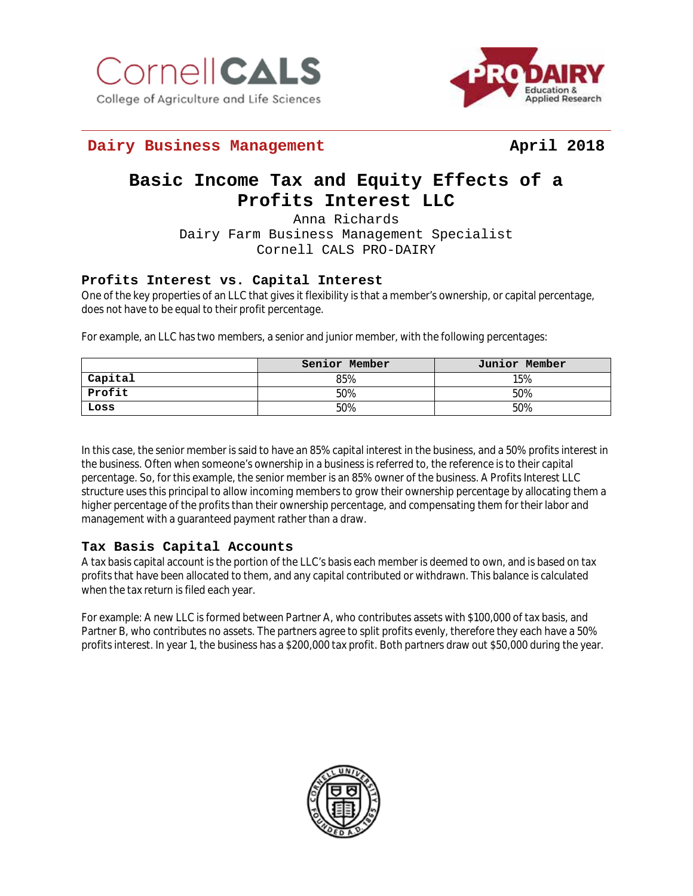**Dairy Business Management** **April 2018**

# Basic Income Tax and Equity Effects of a Profits Interest LLC

Anna Richards
Dairy Farm Business Management Specialist
Cornell CALS PRO-DAIRY

## Profits Interest vs. Capital Interest

One of the key properties of an LLC that gives it flexibility is that a member's ownership, or capital percentage, does not have to be equal to their profit percentage.

For example, an LLC has two members, a senior and junior member, with the following percentages:

| | Senior Member | Junior Member |
|---|---|---|
| **Capital** | 85% | 15% |
| **Profit** | 50% | 50% |
| **Loss** | 50% | 50% |

In this case, the senior member is said to have an 85% capital interest in the business, and a 50% profits interest in the business. Often when someone's ownership in a business is referred to, the reference is to their capital percentage. So, for this example, the senior member is an 85% owner of the business. A Profits Interest LLC structure uses this principal to allow incoming members to grow their ownership percentage by allocating them a higher percentage of the profits than their ownership percentage, and compensating them for their labor and management with a guaranteed payment rather than a draw.

## Tax Basis Capital Accounts

A tax basis capital account is the portion of the LLC's basis each member is deemed to own, and is based on tax profits that have been allocated to them, and any capital contributed or withdrawn. This balance is calculated when the tax return is filed each year.

For example: A new LLC is formed between Partner A, who contributes assets with $100,000 of tax basis, and Partner B, who contributes no assets. The partners agree to split profits evenly, therefore they each have a 50% profits interest. In year 1, the business has a $200,000 tax profit. Both partners draw out $50,000 during the year.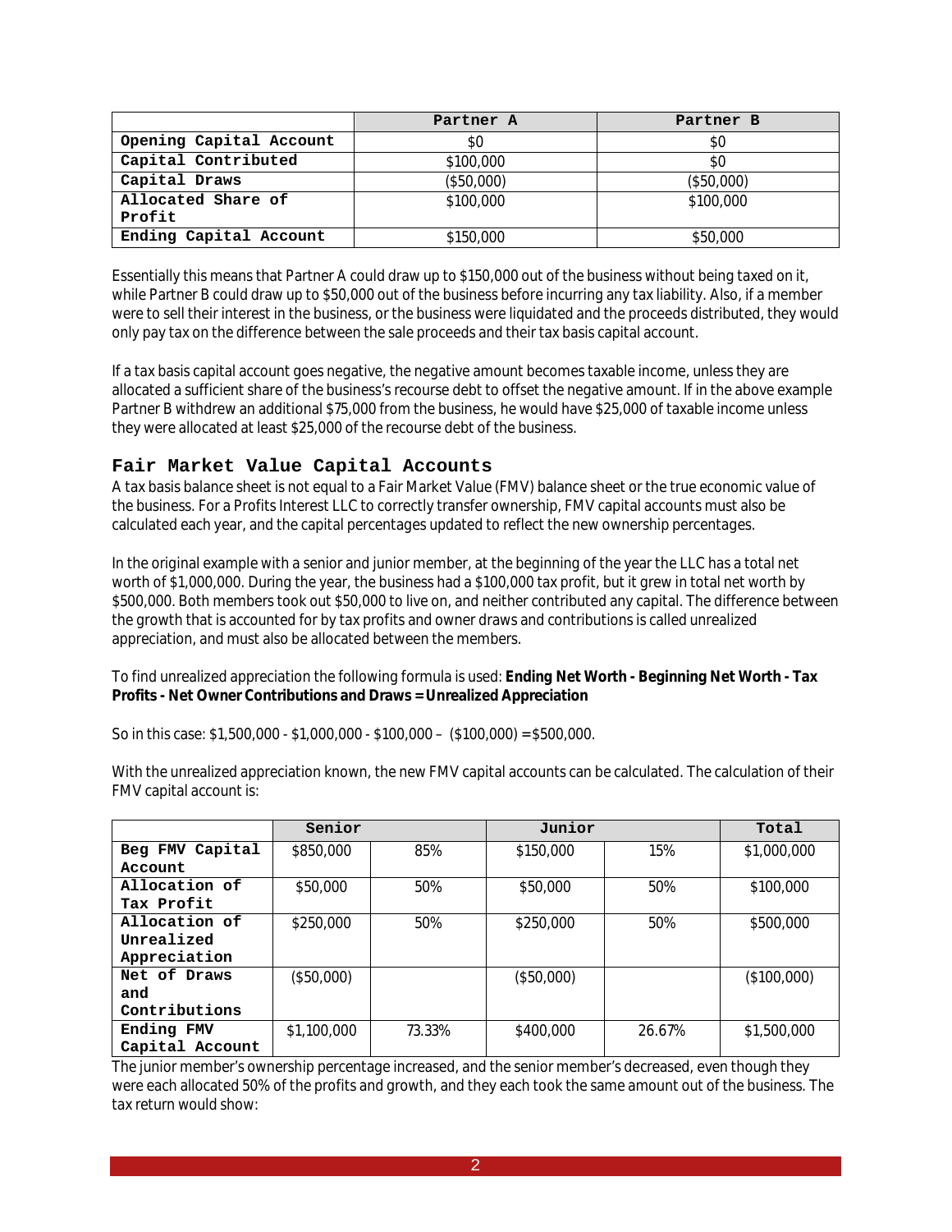| | Partner A | Partner B |
|---|---|---|
| Opening Capital Account | $0 | $0 |
| Capital Contributed | $100,000 | $0 |
| Capital Draws | ($50,000) | ($50,000) |
| Allocated Share of Profit | $100,000 | $100,000 |
| Ending Capital Account | $150,000 | $50,000 |

Essentially this means that Partner A could draw up to $150,000 out of the business without being taxed on it, while Partner B could draw up to $50,000 out of the business before incurring any tax liability. Also, if a member were to sell their interest in the business, or the business were liquidated and the proceeds distributed, they would only pay tax on the difference between the sale proceeds and their tax basis capital account.

If a tax basis capital account goes negative, the negative amount becomes taxable income, unless they are allocated a sufficient share of the business's recourse debt to offset the negative amount. If in the above example Partner B withdrew an additional $75,000 from the business, he would have $25,000 of taxable income unless they were allocated at least $25,000 of the recourse debt of the business.

### Fair Market Value Capital Accounts

A tax basis balance sheet is not equal to a Fair Market Value (FMV) balance sheet or the true economic value of the business. For a Profits Interest LLC to correctly transfer ownership, FMV capital accounts must also be calculated each year, and the capital percentages updated to reflect the new ownership percentages.

In the original example with a senior and junior member, at the beginning of the year the LLC has a total net worth of $1,000,000. During the year, the business had a $100,000 tax profit, but it grew in total net worth by $500,000. Both members took out $50,000 to live on, and neither contributed any capital. The difference between the growth that is accounted for by tax profits and owner draws and contributions is called unrealized appreciation, and must also be allocated between the members.

To find unrealized appreciation the following formula is used: **Ending Net Worth - Beginning Net Worth - Tax Profits - Net Owner Contributions and Draws = Unrealized Appreciation**

So in this case: $1,500,000 - $1,000,000 - $100,000 – ($100,000) = $500,000.

With the unrealized appreciation known, the new FMV capital accounts can be calculated. The calculation of their FMV capital account is:

| | Senior | | Junior | | Total |
|---|---|---|---|---|---|
| Beg FMV Capital Account | $850,000 | 85% | $150,000 | 15% | $1,000,000 |
| Allocation of Tax Profit | $50,000 | 50% | $50,000 | 50% | $100,000 |
| Allocation of Unrealized Appreciation | $250,000 | 50% | $250,000 | 50% | $500,000 |
| Net of Draws and Contributions | ($50,000) | | ($50,000) | | ($100,000) |
| Ending FMV Capital Account | $1,100,000 | 73.33% | $400,000 | 26.67% | $1,500,000 |

The junior member's ownership percentage increased, and the senior member's decreased, even though they were each allocated 50% of the profits and growth, and they each took the same amount out of the business. The tax return would show: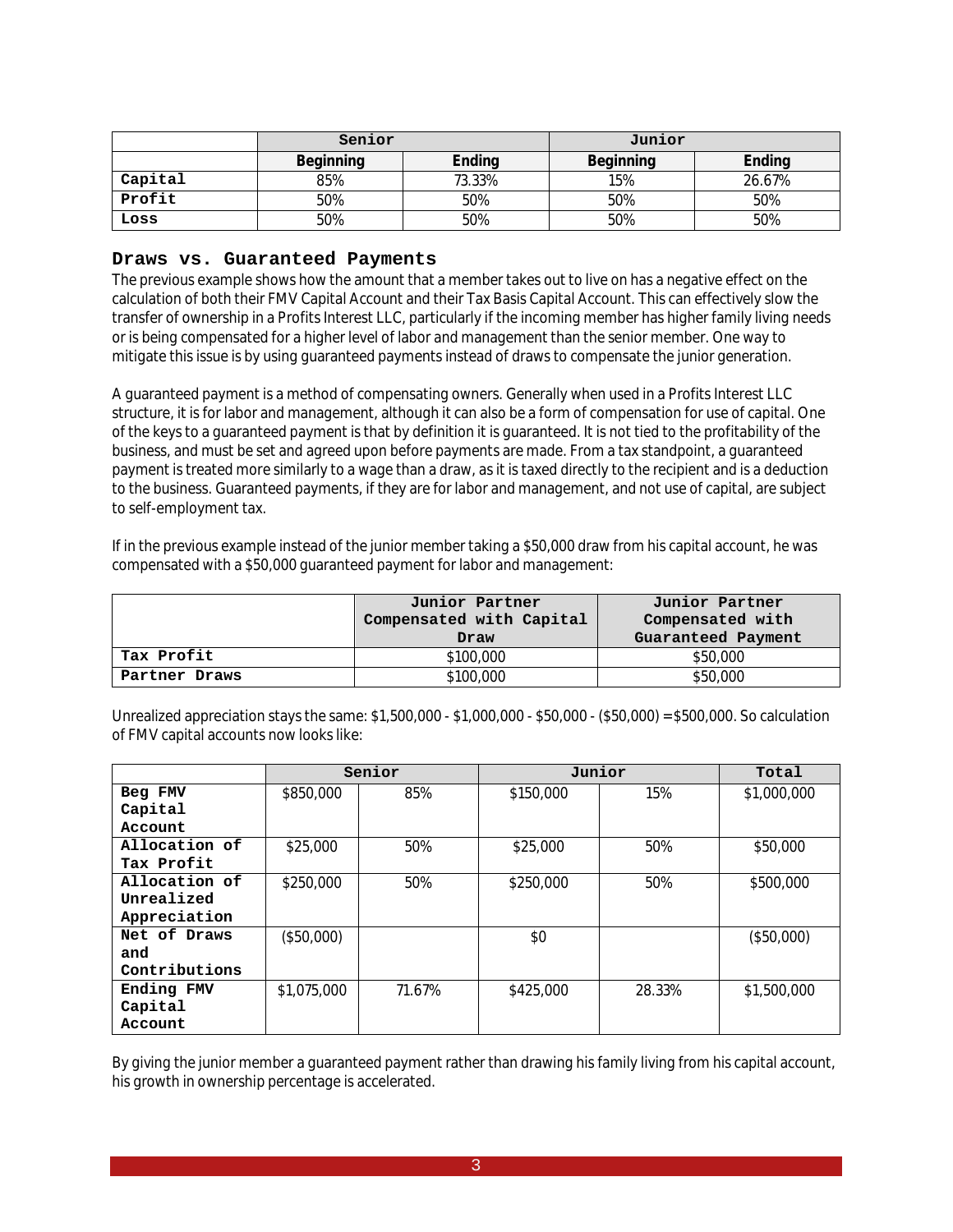| | Senior | | Junior | |
|---|---|---|---|---|
| | **Beginning** | **Ending** | **Beginning** | **Ending** |
| Capital | 85% | 73.33% | 15% | 26.67% |
| Profit | 50% | 50% | 50% | 50% |
| Loss | 50% | 50% | 50% | 50% |

## Draws vs. Guaranteed Payments

The previous example shows how the amount that a member takes out to live on has a negative effect on the calculation of both their FMV Capital Account and their Tax Basis Capital Account. This can effectively slow the transfer of ownership in a Profits Interest LLC, particularly if the incoming member has higher family living needs or is being compensated for a higher level of labor and management than the senior member. One way to mitigate this issue is by using guaranteed payments instead of draws to compensate the junior generation.

A guaranteed payment is a method of compensating owners. Generally when used in a Profits Interest LLC structure, it is for labor and management, although it can also be a form of compensation for use of capital. One of the keys to a guaranteed payment is that by definition it is guaranteed. It is not tied to the profitability of the business, and must be set and agreed upon before payments are made. From a tax standpoint, a guaranteed payment is treated more similarly to a wage than a draw, as it is taxed directly to the recipient and is a deduction to the business. Guaranteed payments, if they are for labor and management, and not use of capital, are subject to self-employment tax.

If in the previous example instead of the junior member taking a $50,000 draw from his capital account, he was compensated with a $50,000 guaranteed payment for labor and management:

| | Junior Partner Compensated with Capital Draw | Junior Partner Compensated with Guaranteed Payment |
|---|---|---|
| Tax Profit | $100,000 | $50,000 |
| Partner Draws | $100,000 | $50,000 |

Unrealized appreciation stays the same: $1,500,000 - $1,000,000 - $50,000 - ($50,000) = $500,000. So calculation of FMV capital accounts now looks like:

| | Senior | | Junior | | Total |
|---|---|---|---|---|---|
| Beg FMV Capital Account | $850,000 | 85% | $150,000 | 15% | $1,000,000 |
| Allocation of Tax Profit | $25,000 | 50% | $25,000 | 50% | $50,000 |
| Allocation of Unrealized Appreciation | $250,000 | 50% | $250,000 | 50% | $500,000 |
| Net of Draws and Contributions | ($50,000) | | $0 | | ($50,000) |
| Ending FMV Capital Account | $1,075,000 | 71.67% | $425,000 | 28.33% | $1,500,000 |

By giving the junior member a guaranteed payment rather than drawing his family living from his capital account, his growth in ownership percentage is accelerated.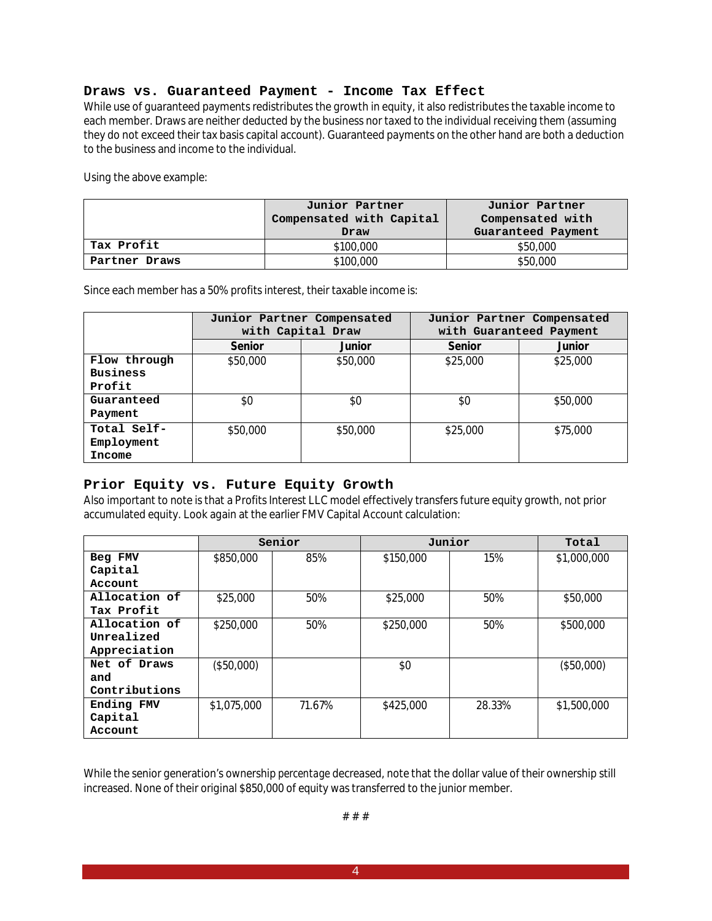### Draws vs. Guaranteed Payment - Income Tax Effect

While use of guaranteed payments redistributes the growth in equity, it also redistributes the taxable income to each member. Draws are neither deducted by the business nor taxed to the individual receiving them (assuming they do not exceed their tax basis capital account). Guaranteed payments on the other hand are both a deduction to the business and income to the individual.

Using the above example:

| | Junior Partner Compensated with Capital Draw | Junior Partner Compensated with Guaranteed Payment |
|---|---|---|
| Tax Profit | \$100,000 | \$50,000 |
| Partner Draws | \$100,000 | \$50,000 |

Since each member has a 50% profits interest, their taxable income is:

| | Junior Partner Compensated with Capital Draw | | Junior Partner Compensated with Guaranteed Payment | |
|---|---|---|---|---|
| | Senior | Junior | Senior | Junior |
| Flow through Business Profit | \$50,000 | \$50,000 | \$25,000 | \$25,000 |
| Guaranteed Payment | \$0 | \$0 | \$0 | \$50,000 |
| Total Self-Employment Income | \$50,000 | \$50,000 | \$25,000 | \$75,000 |

### Prior Equity vs. Future Equity Growth

Also important to note is that a Profits Interest LLC model effectively transfers future equity growth, not prior accumulated equity. Look again at the earlier FMV Capital Account calculation:

| | Senior | | Junior | | Total |
|---|---|---|---|---|---|
| Beg FMV Capital Account | \$850,000 | 85% | \$150,000 | 15% | \$1,000,000 |
| Allocation of Tax Profit | \$25,000 | 50% | \$25,000 | 50% | \$50,000 |
| Allocation of Unrealized Appreciation | \$250,000 | 50% | \$250,000 | 50% | \$500,000 |
| Net of Draws and Contributions | (\$50,000) | | \$0 | | (\$50,000) |
| Ending FMV Capital Account | \$1,075,000 | 71.67% | \$425,000 | 28.33% | \$1,500,000 |

While the senior generation's ownership percentage decreased, note that the dollar value of their ownership still increased. None of their original \$850,000 of equity was transferred to the junior member.

# # #